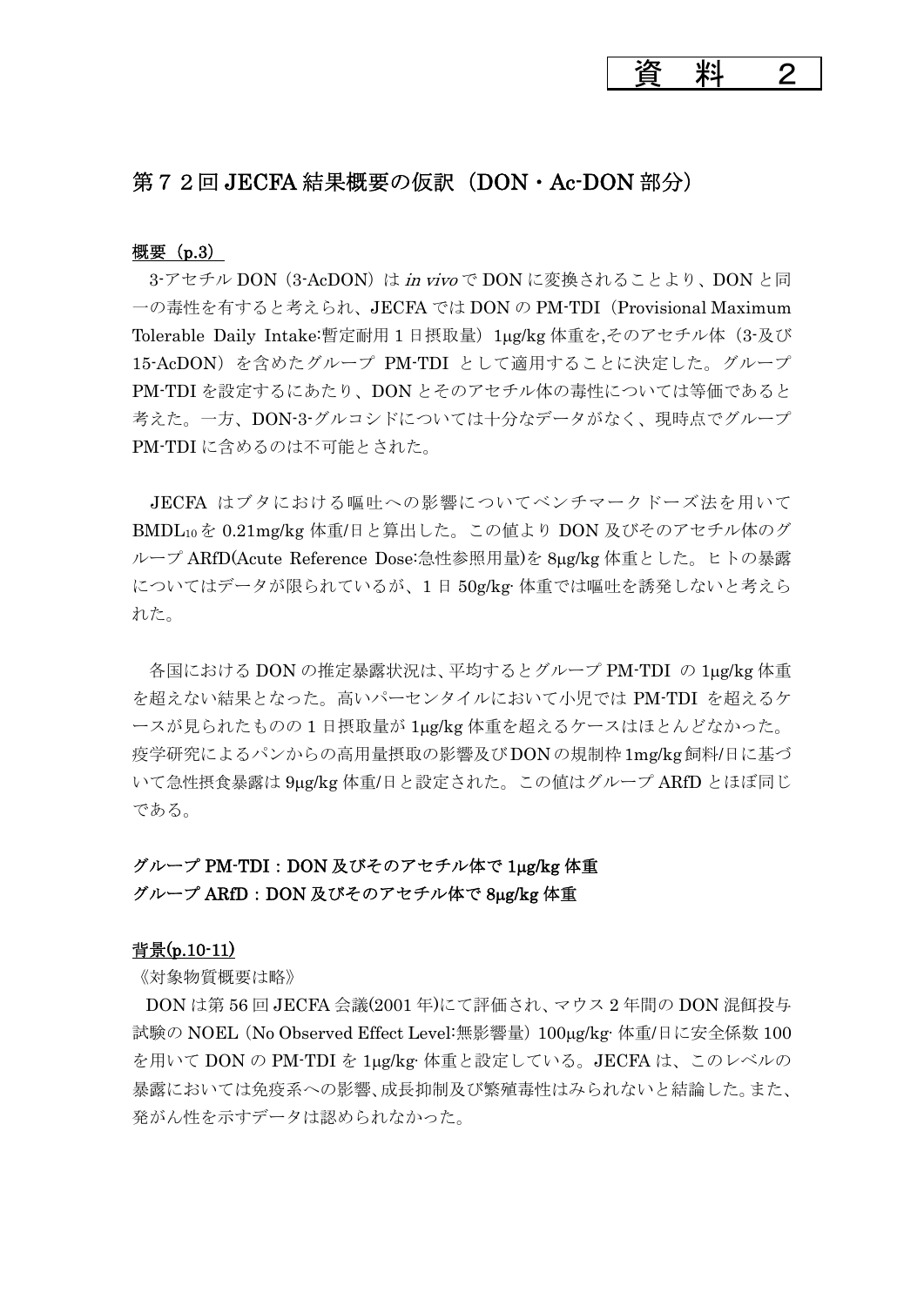資　料　　2

## 第７２回 JECFA 結果概要の仮訳（DON・Ac-DON 部分）

**概要（p.3）**

3-アセチル DON（3-AcDON）は *in vivo* で DON に変換されることより、DON と同一の毒性を有すると考えられ、JECFA では DON の PM-TDI（Provisional Maximum Tolerable Daily Intake:暫定耐用 1 日摂取量）1μg/kg 体重を,そのアセチル体（3-及び 15-AcDON）を含めたグループ PM-TDI として適用することに決定した。グループ PM-TDI を設定するにあたり、DON とそのアセチル体の毒性については等価であると考えた。一方、DON-3-グルコシドについては十分なデータがなく、現時点でグループ PM-TDI に含めるのは不可能とされた。

JECFA はブタにおける嘔吐への影響についてベンチマークドーズ法を用いて $BMDL_{10}$ を 0.21mg/kg 体重/日と算出した。この値より DON 及びそのアセチル体のグループ ARfD(Acute Reference Dose:急性参照用量)を 8μg/kg 体重とした。ヒトの暴露についてはデータが限られているが、1 日 50g/kg･体重では嘔吐を誘発しないと考えられた。

各国における DON の推定暴露状況は、平均するとグループ PM-TDI の 1μg/kg 体重を超えない結果となった。高いパーセンタイルにおいて小児では PM-TDI を超えるケースが見られたものの 1 日摂取量が 1μg/kg 体重を超えるケースはほとんどなかった。疫学研究によるパンからの高用量摂取の影響及び DON の規制枠 1mg/kg 飼料/日に基づいて急性摂食暴露は 9μg/kg 体重/日と設定された。この値はグループ ARfD とほぼ同じである。

**グループ PM-TDI：DON 及びそのアセチル体で 1μg/kg 体重**
**グループ ARfD：DON 及びそのアセチル体で 8μg/kg 体重**

**背景(p.10-11)**

《対象物質概要は略》

DON は第 56 回 JECFA 会議(2001 年)にて評価され、マウス 2 年間の DON 混餌投与試験の NOEL（No Observed Effect Level:無影響量）100μg/kg･体重/日に安全係数 100 を用いて DON の PM-TDI を 1μg/kg･体重と設定している。JECFA は、このレベルの暴露においては免疫系への影響、成長抑制及び繁殖毒性はみられないと結論した。また、発がん性を示すデータは認められなかった。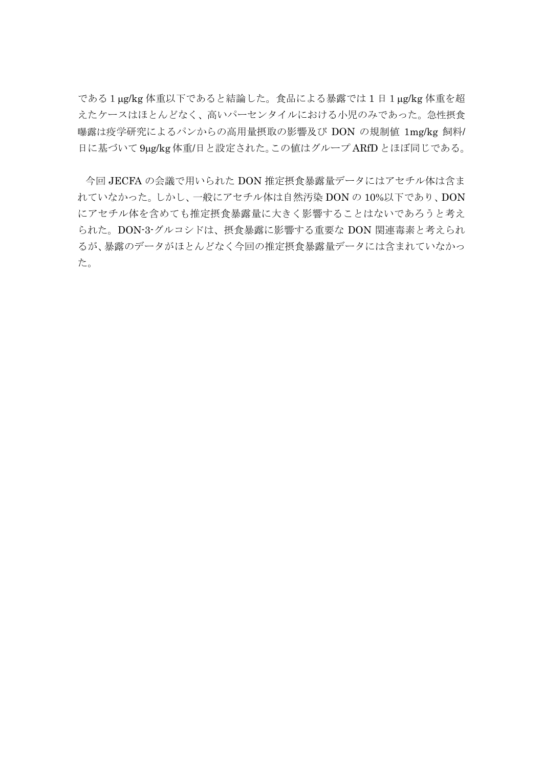である 1 μg/kg 体重以下であると結論した。食品による暴露では 1 日 1 μg/kg 体重を超えたケースはほとんどなく、高いパーセンタイルにおける小児のみであった。急性摂食曝露は疫学研究によるパンからの高用量摂取の影響及び DON の規制値 1mg/kg 飼料/日に基づいて 9μg/kg 体重/日と設定された。この値はグループ ARfD とほぼ同じである。

今回 JECFA の会議で用いられた DON 推定摂食暴露量データにはアセチル体は含まれていなかった。しかし、一般にアセチル体は自然汚染 DON の 10%以下であり、DON にアセチル体を含めても推定摂食暴露量に大きく影響することはないであろうと考えられた。DON-3-グルコシドは、摂食暴露に影響する重要な DON 関連毒素と考えられるが、暴露のデータがほとんどなく今回の推定摂食暴露量データには含まれていなかった。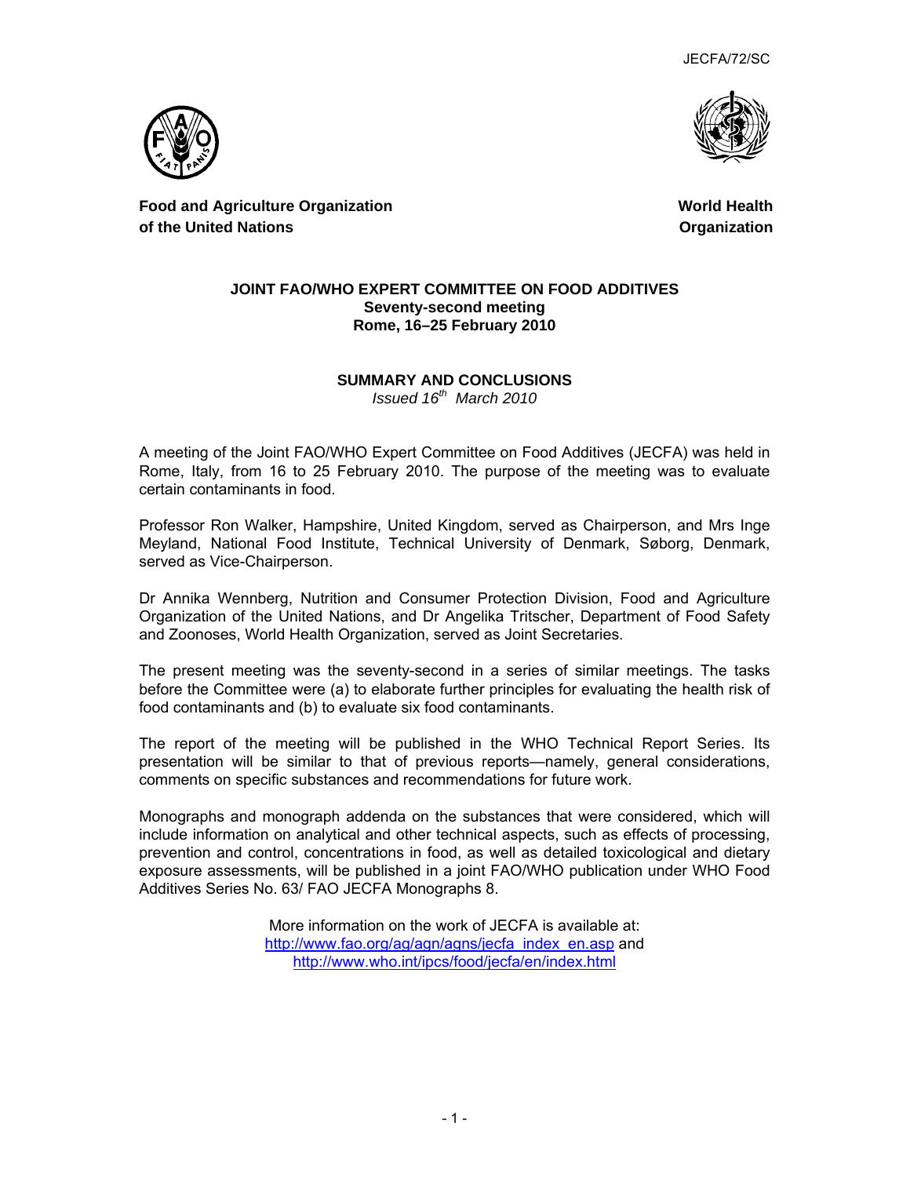JECFA/72/SC

**Food and Agriculture Organization of the United Nations**

**World Health Organization**

# JOINT FAO/WHO EXPERT COMMITTEE ON FOOD ADDITIVES

**Seventy-second meeting**
**Rome, 16–25 February 2010**

## SUMMARY AND CONCLUSIONS

*Issued 16th March 2010*

A meeting of the Joint FAO/WHO Expert Committee on Food Additives (JECFA) was held in Rome, Italy, from 16 to 25 February 2010. The purpose of the meeting was to evaluate certain contaminants in food.

Professor Ron Walker, Hampshire, United Kingdom, served as Chairperson, and Mrs Inge Meyland, National Food Institute, Technical University of Denmark, Søborg, Denmark, served as Vice-Chairperson.

Dr Annika Wennberg, Nutrition and Consumer Protection Division, Food and Agriculture Organization of the United Nations, and Dr Angelika Tritscher, Department of Food Safety and Zoonoses, World Health Organization, served as Joint Secretaries.

The present meeting was the seventy-second in a series of similar meetings. The tasks before the Committee were (a) to elaborate further principles for evaluating the health risk of food contaminants and (b) to evaluate six food contaminants.

The report of the meeting will be published in the WHO Technical Report Series. Its presentation will be similar to that of previous reports—namely, general considerations, comments on specific substances and recommendations for future work.

Monographs and monograph addenda on the substances that were considered, which will include information on analytical and other technical aspects, such as effects of processing, prevention and control, concentrations in food, as well as detailed toxicological and dietary exposure assessments, will be published in a joint FAO/WHO publication under WHO Food Additives Series No. 63/ FAO JECFA Monographs 8.

More information on the work of JECFA is available at:
http://www.fao.org/ag/agn/agns/jecfa_index_en.asp and
http://www.who.int/ipcs/food/jecfa/en/index.html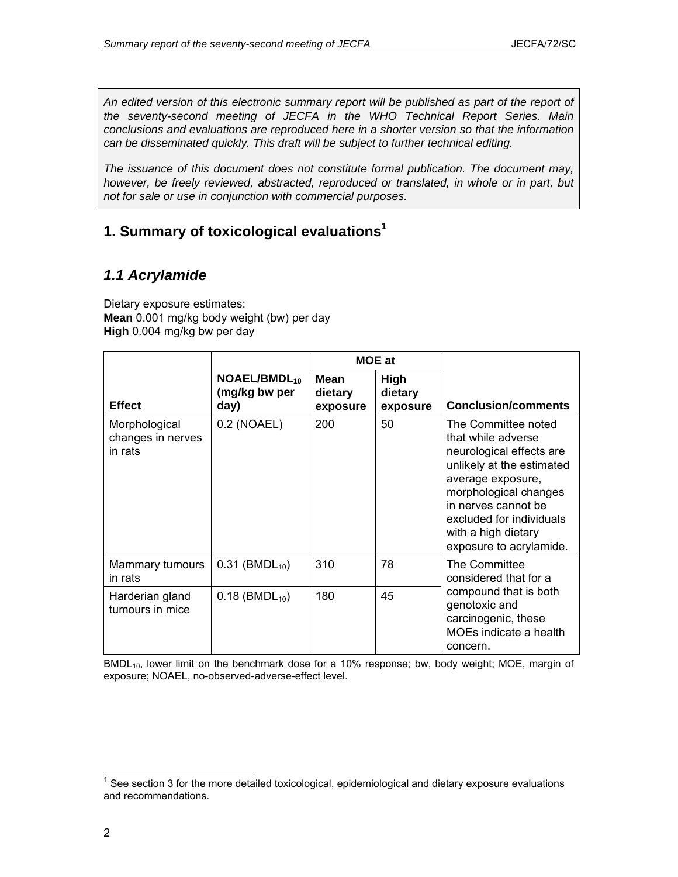An edited version of this electronic summary report will be published as part of the report of the seventy-second meeting of JECFA in the WHO Technical Report Series. Main conclusions and evaluations are reproduced here in a shorter version so that the information can be disseminated quickly. This draft will be subject to further technical editing.

The issuance of this document does not constitute formal publication. The document may, however, be freely reviewed, abstracted, reproduced or translated, in whole or in part, but not for sale or use in conjunction with commercial purposes.

# 1. Summary of toxicological evaluations[1]

## *1.1 Acrylamide*

Dietary exposure estimates:
**Mean** 0.001 mg/kg body weight (bw) per day
**High** 0.004 mg/kg bw per day

| Effect | NOAEL/$BMDL_{10}$ (mg/kg bw per day) | MOE at | | Conclusion/comments |
|---|---|---|---|---|
| | | Mean dietary exposure | High dietary exposure | |
| Morphological changes in nerves in rats | 0.2 (NOAEL) | 200 | 50 | The Committee noted that while adverse neurological effects are unlikely at the estimated average exposure, morphological changes in nerves cannot be excluded for individuals with a high dietary exposure to acrylamide. |
| Mammary tumours in rats | 0.31 ($BMDL_{10}$) | 310 | 78 | The Committee considered that for a compound that is both genotoxic and carcinogenic, these MOEs indicate a health concern. |
| Harderian gland tumours in mice | 0.18 ($BMDL_{10}$) | 180 | 45 | |

$BMDL_{10}$, lower limit on the benchmark dose for a 10% response; bw, body weight; MOE, margin of exposure; NOAEL, no-observed-adverse-effect level.

[1] See section 3 for the more detailed toxicological, epidemiological and dietary exposure evaluations and recommendations.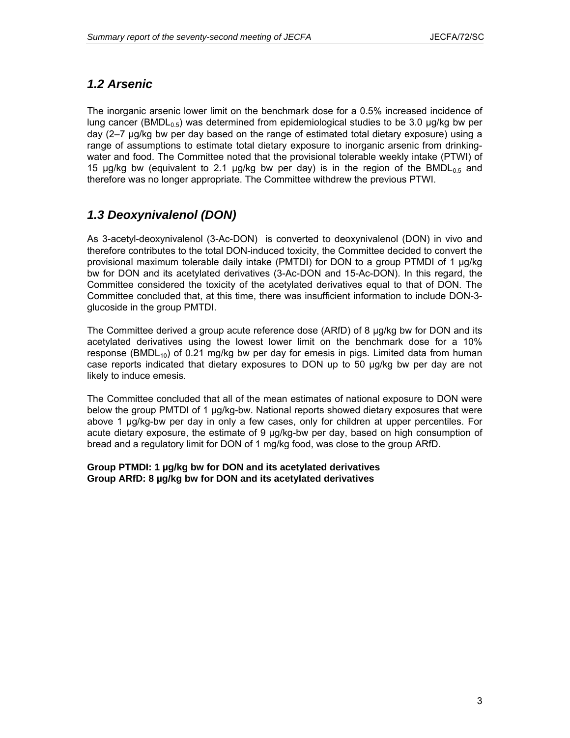## 1.2 Arsenic

The inorganic arsenic lower limit on the benchmark dose for a 0.5% increased incidence of lung cancer ($BMDL_{0.5}$) was determined from epidemiological studies to be 3.0 µg/kg bw per day (2–7 µg/kg bw per day based on the range of estimated total dietary exposure) using a range of assumptions to estimate total dietary exposure to inorganic arsenic from drinking-water and food. The Committee noted that the provisional tolerable weekly intake (PTWI) of 15 µg/kg bw (equivalent to 2.1 µg/kg bw per day) is in the region of the $BMDL_{0.5}$ and therefore was no longer appropriate. The Committee withdrew the previous PTWI.

## 1.3 Deoxynivalenol (DON)

As 3-acetyl-deoxynivalenol (3-Ac-DON) is converted to deoxynivalenol (DON) in vivo and therefore contributes to the total DON-induced toxicity, the Committee decided to convert the provisional maximum tolerable daily intake (PMTDI) for DON to a group PTMDI of 1 µg/kg bw for DON and its acetylated derivatives (3-Ac-DON and 15-Ac-DON). In this regard, the Committee considered the toxicity of the acetylated derivatives equal to that of DON. The Committee concluded that, at this time, there was insufficient information to include DON-3-glucoside in the group PMTDI.

The Committee derived a group acute reference dose (ARfD) of 8 µg/kg bw for DON and its acetylated derivatives using the lowest lower limit on the benchmark dose for a 10% response ($BMDL_{10}$) of 0.21 mg/kg bw per day for emesis in pigs. Limited data from human case reports indicated that dietary exposures to DON up to 50 µg/kg bw per day are not likely to induce emesis.

The Committee concluded that all of the mean estimates of national exposure to DON were below the group PMTDI of 1 µg/kg-bw. National reports showed dietary exposures that were above 1 µg/kg-bw per day in only a few cases, only for children at upper percentiles. For acute dietary exposure, the estimate of 9 µg/kg-bw per day, based on high consumption of bread and a regulatory limit for DON of 1 mg/kg food, was close to the group ARfD.

**Group PTMDI: 1 µg/kg bw for DON and its acetylated derivatives**
**Group ARfD: 8 µg/kg bw for DON and its acetylated derivatives**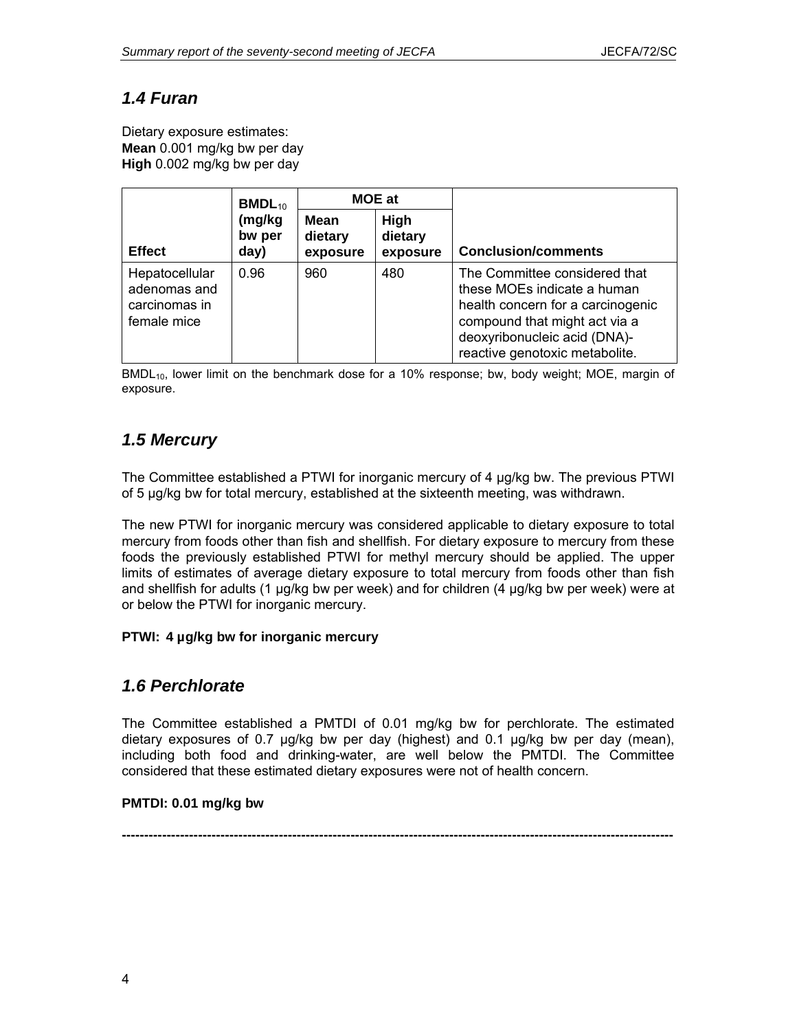## *1.4 Furan*

Dietary exposure estimates:
**Mean** 0.001 mg/kg bw per day
**High** 0.002 mg/kg bw per day

| **Effect** | **$BMDL_{10}$ (mg/kg bw per day)** | **MOE at** | | **Conclusion/comments** |
|---|---|---|---|---|
| | | **Mean dietary exposure** | **High dietary exposure** | |
| Hepatocellular adenomas and carcinomas in female mice | 0.96 | 960 | 480 | The Committee considered that these MOEs indicate a human health concern for a carcinogenic compound that might act via a deoxyribonucleic acid (DNA)-reactive genotoxic metabolite. |

$BMDL_{10}$, lower limit on the benchmark dose for a 10% response; bw, body weight; MOE, margin of exposure.

## *1.5 Mercury*

The Committee established a PTWI for inorganic mercury of 4 µg/kg bw. The previous PTWI of 5 µg/kg bw for total mercury, established at the sixteenth meeting, was withdrawn.

The new PTWI for inorganic mercury was considered applicable to dietary exposure to total mercury from foods other than fish and shellfish. For dietary exposure to mercury from these foods the previously established PTWI for methyl mercury should be applied. The upper limits of estimates of average dietary exposure to total mercury from foods other than fish and shellfish for adults (1 µg/kg bw per week) and for children (4 µg/kg bw per week) were at or below the PTWI for inorganic mercury.

**PTWI: 4 µg/kg bw for inorganic mercury**

## *1.6 Perchlorate*

The Committee established a PMTDI of 0.01 mg/kg bw for perchlorate. The estimated dietary exposures of 0.7 µg/kg bw per day (highest) and 0.1 µg/kg bw per day (mean), including both food and drinking-water, are well below the PMTDI. The Committee considered that these estimated dietary exposures were not of health concern.

**PMTDI: 0.01 mg/kg bw**

---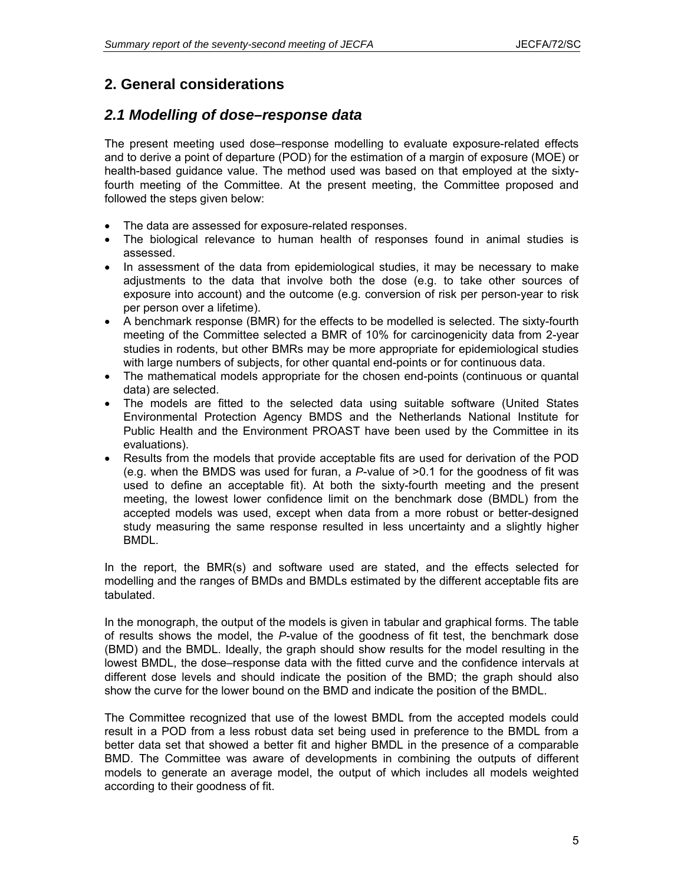## 2. General considerations

### *2.1 Modelling of dose–response data*

The present meeting used dose–response modelling to evaluate exposure-related effects and to derive a point of departure (POD) for the estimation of a margin of exposure (MOE) or health-based guidance value. The method used was based on that employed at the sixty-fourth meeting of the Committee. At the present meeting, the Committee proposed and followed the steps given below:

- The data are assessed for exposure-related responses.
- The biological relevance to human health of responses found in animal studies is assessed.
- In assessment of the data from epidemiological studies, it may be necessary to make adjustments to the data that involve both the dose (e.g. to take other sources of exposure into account) and the outcome (e.g. conversion of risk per person-year to risk per person over a lifetime).
- A benchmark response (BMR) for the effects to be modelled is selected. The sixty-fourth meeting of the Committee selected a BMR of 10% for carcinogenicity data from 2-year studies in rodents, but other BMRs may be more appropriate for epidemiological studies with large numbers of subjects, for other quantal end-points or for continuous data.
- The mathematical models appropriate for the chosen end-points (continuous or quantal data) are selected.
- The models are fitted to the selected data using suitable software (United States Environmental Protection Agency BMDS and the Netherlands National Institute for Public Health and the Environment PROAST have been used by the Committee in its evaluations).
- Results from the models that provide acceptable fits are used for derivation of the POD (e.g. when the BMDS was used for furan, a *P*-value of >0.1 for the goodness of fit was used to define an acceptable fit). At both the sixty-fourth meeting and the present meeting, the lowest lower confidence limit on the benchmark dose (BMDL) from the accepted models was used, except when data from a more robust or better-designed study measuring the same response resulted in less uncertainty and a slightly higher BMDL.

In the report, the BMR(s) and software used are stated, and the effects selected for modelling and the ranges of BMDs and BMDLs estimated by the different acceptable fits are tabulated.

In the monograph, the output of the models is given in tabular and graphical forms. The table of results shows the model, the *P*-value of the goodness of fit test, the benchmark dose (BMD) and the BMDL. Ideally, the graph should show results for the model resulting in the lowest BMDL, the dose–response data with the fitted curve and the confidence intervals at different dose levels and should indicate the position of the BMD; the graph should also show the curve for the lower bound on the BMD and indicate the position of the BMDL.

The Committee recognized that use of the lowest BMDL from the accepted models could result in a POD from a less robust data set being used in preference to the BMDL from a better data set that showed a better fit and higher BMDL in the presence of a comparable BMD. The Committee was aware of developments in combining the outputs of different models to generate an average model, the output of which includes all models weighted according to their goodness of fit.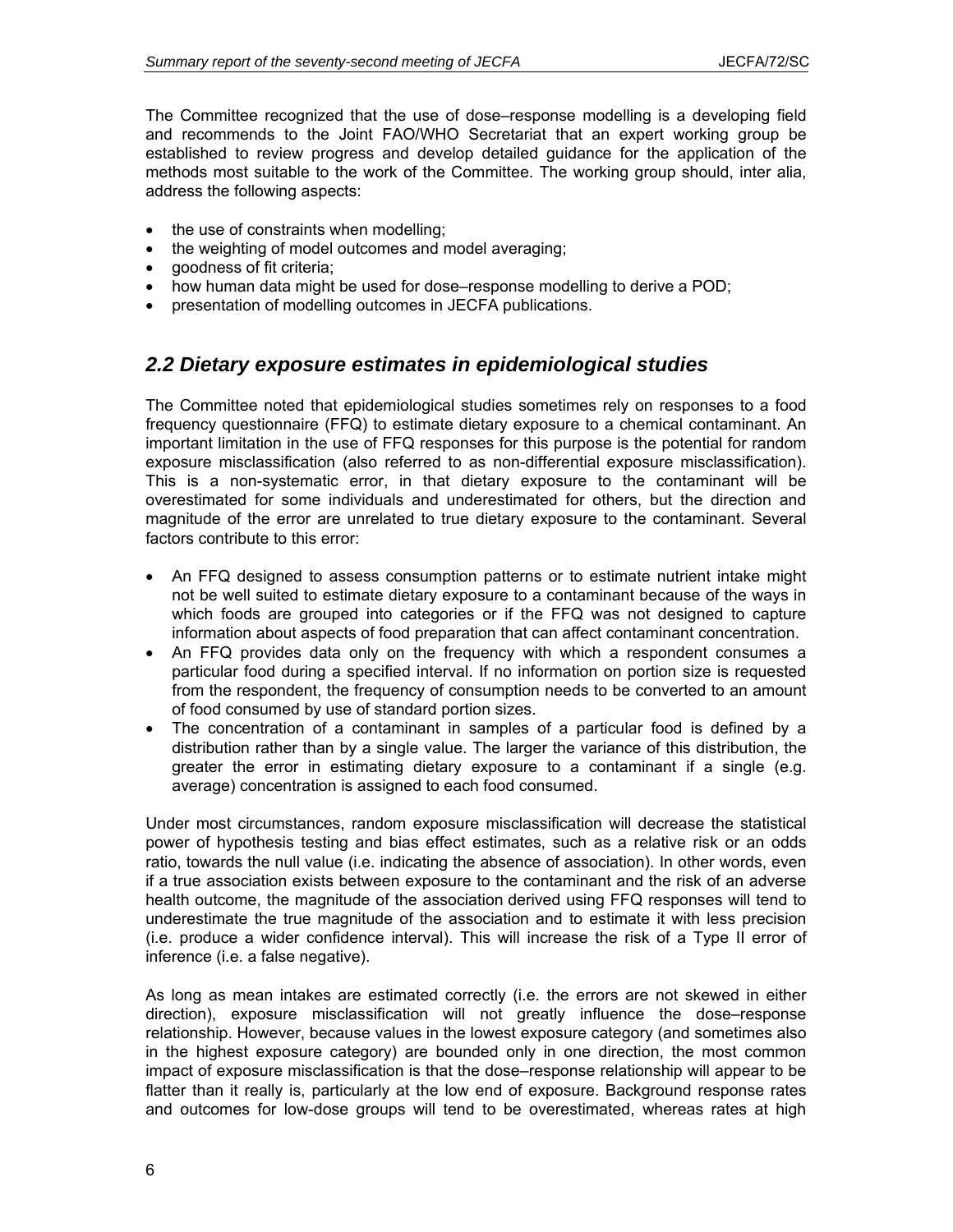The Committee recognized that the use of dose–response modelling is a developing field and recommends to the Joint FAO/WHO Secretariat that an expert working group be established to review progress and develop detailed guidance for the application of the methods most suitable to the work of the Committee. The working group should, inter alia, address the following aspects:

- the use of constraints when modelling;
- the weighting of model outcomes and model averaging;
- goodness of fit criteria;
- how human data might be used for dose–response modelling to derive a POD;
- presentation of modelling outcomes in JECFA publications.

## *2.2 Dietary exposure estimates in epidemiological studies*

The Committee noted that epidemiological studies sometimes rely on responses to a food frequency questionnaire (FFQ) to estimate dietary exposure to a chemical contaminant. An important limitation in the use of FFQ responses for this purpose is the potential for random exposure misclassification (also referred to as non-differential exposure misclassification). This is a non-systematic error, in that dietary exposure to the contaminant will be overestimated for some individuals and underestimated for others, but the direction and magnitude of the error are unrelated to true dietary exposure to the contaminant. Several factors contribute to this error:

- An FFQ designed to assess consumption patterns or to estimate nutrient intake might not be well suited to estimate dietary exposure to a contaminant because of the ways in which foods are grouped into categories or if the FFQ was not designed to capture information about aspects of food preparation that can affect contaminant concentration.
- An FFQ provides data only on the frequency with which a respondent consumes a particular food during a specified interval. If no information on portion size is requested from the respondent, the frequency of consumption needs to be converted to an amount of food consumed by use of standard portion sizes.
- The concentration of a contaminant in samples of a particular food is defined by a distribution rather than by a single value. The larger the variance of this distribution, the greater the error in estimating dietary exposure to a contaminant if a single (e.g. average) concentration is assigned to each food consumed.

Under most circumstances, random exposure misclassification will decrease the statistical power of hypothesis testing and bias effect estimates, such as a relative risk or an odds ratio, towards the null value (i.e. indicating the absence of association). In other words, even if a true association exists between exposure to the contaminant and the risk of an adverse health outcome, the magnitude of the association derived using FFQ responses will tend to underestimate the true magnitude of the association and to estimate it with less precision (i.e. produce a wider confidence interval). This will increase the risk of a Type II error of inference (i.e. a false negative).

As long as mean intakes are estimated correctly (i.e. the errors are not skewed in either direction), exposure misclassification will not greatly influence the dose–response relationship. However, because values in the lowest exposure category (and sometimes also in the highest exposure category) are bounded only in one direction, the most common impact of exposure misclassification is that the dose–response relationship will appear to be flatter than it really is, particularly at the low end of exposure. Background response rates and outcomes for low-dose groups will tend to be overestimated, whereas rates at high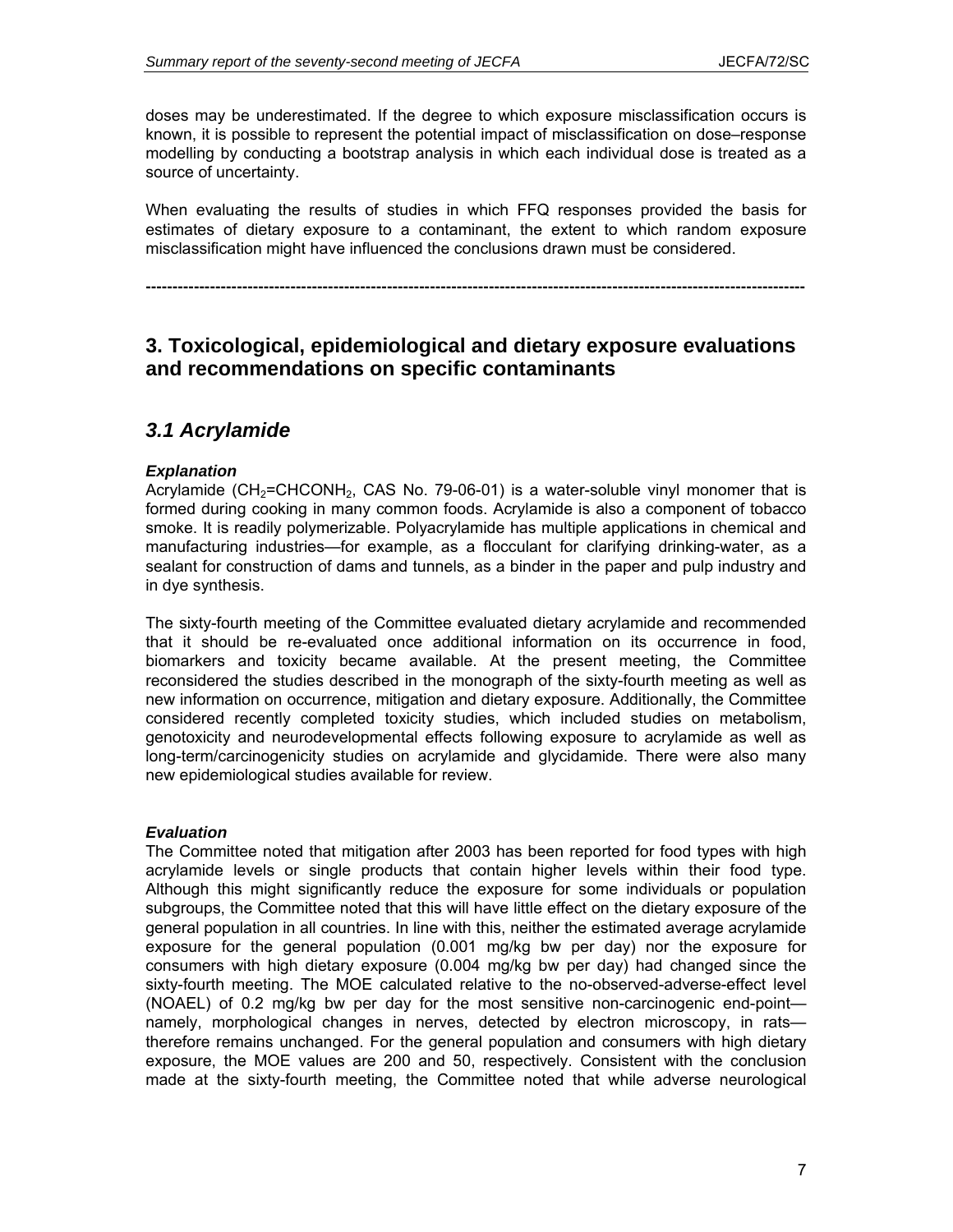doses may be underestimated. If the degree to which exposure misclassification occurs is known, it is possible to represent the potential impact of misclassification on dose–response modelling by conducting a bootstrap analysis in which each individual dose is treated as a source of uncertainty.

When evaluating the results of studies in which FFQ responses provided the basis for estimates of dietary exposure to a contaminant, the extent to which random exposure misclassification might have influenced the conclusions drawn must be considered.

---

## 3. Toxicological, epidemiological and dietary exposure evaluations and recommendations on specific contaminants

## *3.1 Acrylamide*

### *Explanation*

Acrylamide ($CH_2$=CHCONH$_2$, CAS No. 79-06-01) is a water-soluble vinyl monomer that is formed during cooking in many common foods. Acrylamide is also a component of tobacco smoke. It is readily polymerizable. Polyacrylamide has multiple applications in chemical and manufacturing industries—for example, as a flocculant for clarifying drinking-water, as a sealant for construction of dams and tunnels, as a binder in the paper and pulp industry and in dye synthesis.

The sixty-fourth meeting of the Committee evaluated dietary acrylamide and recommended that it should be re-evaluated once additional information on its occurrence in food, biomarkers and toxicity became available. At the present meeting, the Committee reconsidered the studies described in the monograph of the sixty-fourth meeting as well as new information on occurrence, mitigation and dietary exposure. Additionally, the Committee considered recently completed toxicity studies, which included studies on metabolism, genotoxicity and neurodevelopmental effects following exposure to acrylamide as well as long-term/carcinogenicity studies on acrylamide and glycidamide. There were also many new epidemiological studies available for review.

### *Evaluation*

The Committee noted that mitigation after 2003 has been reported for food types with high acrylamide levels or single products that contain higher levels within their food type. Although this might significantly reduce the exposure for some individuals or population subgroups, the Committee noted that this will have little effect on the dietary exposure of the general population in all countries. In line with this, neither the estimated average acrylamide exposure for the general population (0.001 mg/kg bw per day) nor the exposure for consumers with high dietary exposure (0.004 mg/kg bw per day) had changed since the sixty-fourth meeting. The MOE calculated relative to the no-observed-adverse-effect level (NOAEL) of 0.2 mg/kg bw per day for the most sensitive non-carcinogenic end-point—namely, morphological changes in nerves, detected by electron microscopy, in rats—therefore remains unchanged. For the general population and consumers with high dietary exposure, the MOE values are 200 and 50, respectively. Consistent with the conclusion made at the sixty-fourth meeting, the Committee noted that while adverse neurological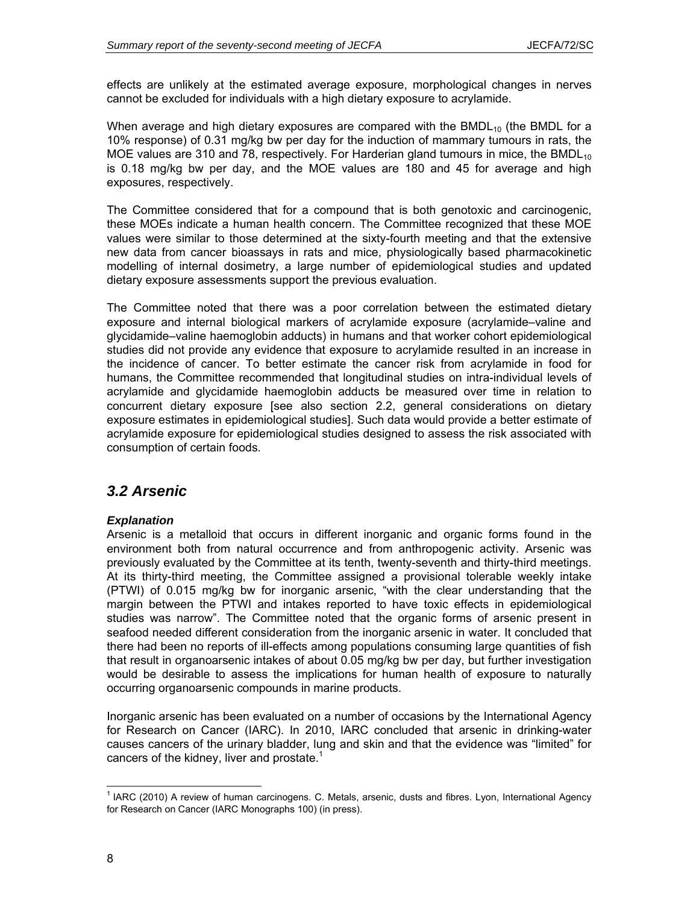effects are unlikely at the estimated average exposure, morphological changes in nerves cannot be excluded for individuals with a high dietary exposure to acrylamide.

When average and high dietary exposures are compared with the $BMDL_{10}$ (the BMDL for a 10% response) of 0.31 mg/kg bw per day for the induction of mammary tumours in rats, the MOE values are 310 and 78, respectively. For Harderian gland tumours in mice, the $BMDL_{10}$ is 0.18 mg/kg bw per day, and the MOE values are 180 and 45 for average and high exposures, respectively.

The Committee considered that for a compound that is both genotoxic and carcinogenic, these MOEs indicate a human health concern. The Committee recognized that these MOE values were similar to those determined at the sixty-fourth meeting and that the extensive new data from cancer bioassays in rats and mice, physiologically based pharmacokinetic modelling of internal dosimetry, a large number of epidemiological studies and updated dietary exposure assessments support the previous evaluation.

The Committee noted that there was a poor correlation between the estimated dietary exposure and internal biological markers of acrylamide exposure (acrylamide–valine and glycidamide–valine haemoglobin adducts) in humans and that worker cohort epidemiological studies did not provide any evidence that exposure to acrylamide resulted in an increase in the incidence of cancer. To better estimate the cancer risk from acrylamide in food for humans, the Committee recommended that longitudinal studies on intra-individual levels of acrylamide and glycidamide haemoglobin adducts be measured over time in relation to concurrent dietary exposure [see also section 2.2, general considerations on dietary exposure estimates in epidemiological studies]. Such data would provide a better estimate of acrylamide exposure for epidemiological studies designed to assess the risk associated with consumption of certain foods.

## *3.2 Arsenic*

***Explanation***

Arsenic is a metalloid that occurs in different inorganic and organic forms found in the environment both from natural occurrence and from anthropogenic activity. Arsenic was previously evaluated by the Committee at its tenth, twenty-seventh and thirty-third meetings. At its thirty-third meeting, the Committee assigned a provisional tolerable weekly intake (PTWI) of 0.015 mg/kg bw for inorganic arsenic, "with the clear understanding that the margin between the PTWI and intakes reported to have toxic effects in epidemiological studies was narrow". The Committee noted that the organic forms of arsenic present in seafood needed different consideration from the inorganic arsenic in water. It concluded that there had been no reports of ill-effects among populations consuming large quantities of fish that result in organoarsenic intakes of about 0.05 mg/kg bw per day, but further investigation would be desirable to assess the implications for human health of exposure to naturally occurring organoarsenic compounds in marine products.

Inorganic arsenic has been evaluated on a number of occasions by the International Agency for Research on Cancer (IARC). In 2010, IARC concluded that arsenic in drinking-water causes cancers of the urinary bladder, lung and skin and that the evidence was "limited" for cancers of the kidney, liver and prostate.[1]

[1] IARC (2010) A review of human carcinogens. C. Metals, arsenic, dusts and fibres. Lyon, International Agency for Research on Cancer (IARC Monographs 100) (in press).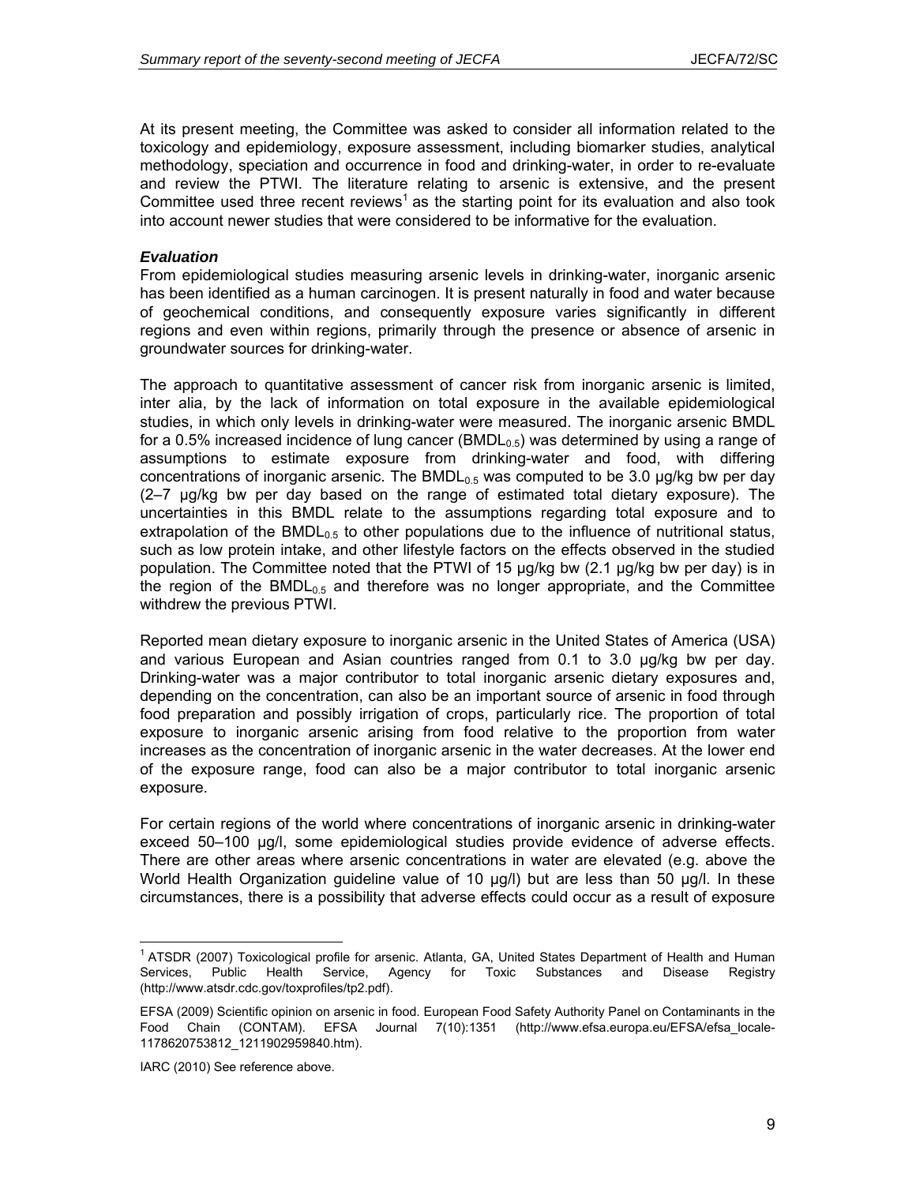At its present meeting, the Committee was asked to consider all information related to the toxicology and epidemiology, exposure assessment, including biomarker studies, analytical methodology, speciation and occurrence in food and drinking-water, in order to re-evaluate and review the PTWI. The literature relating to arsenic is extensive, and the present Committee used three recent reviews[1] as the starting point for its evaluation and also took into account newer studies that were considered to be informative for the evaluation.

***Evaluation***

From epidemiological studies measuring arsenic levels in drinking-water, inorganic arsenic has been identified as a human carcinogen. It is present naturally in food and water because of geochemical conditions, and consequently exposure varies significantly in different regions and even within regions, primarily through the presence or absence of arsenic in groundwater sources for drinking-water.

The approach to quantitative assessment of cancer risk from inorganic arsenic is limited, inter alia, by the lack of information on total exposure in the available epidemiological studies, in which only levels in drinking-water were measured. The inorganic arsenic BMDL for a 0.5% increased incidence of lung cancer ($BMDL_{0.5}$) was determined by using a range of assumptions to estimate exposure from drinking-water and food, with differing concentrations of inorganic arsenic. The $BMDL_{0.5}$ was computed to be 3.0 µg/kg bw per day (2–7 µg/kg bw per day based on the range of estimated total dietary exposure). The uncertainties in this BMDL relate to the assumptions regarding total exposure and to extrapolation of the $BMDL_{0.5}$ to other populations due to the influence of nutritional status, such as low protein intake, and other lifestyle factors on the effects observed in the studied population. The Committee noted that the PTWI of 15 µg/kg bw (2.1 µg/kg bw per day) is in the region of the $BMDL_{0.5}$ and therefore was no longer appropriate, and the Committee withdrew the previous PTWI.

Reported mean dietary exposure to inorganic arsenic in the United States of America (USA) and various European and Asian countries ranged from 0.1 to 3.0 µg/kg bw per day. Drinking-water was a major contributor to total inorganic arsenic dietary exposures and, depending on the concentration, can also be an important source of arsenic in food through food preparation and possibly irrigation of crops, particularly rice. The proportion of total exposure to inorganic arsenic arising from food relative to the proportion from water increases as the concentration of inorganic arsenic in the water decreases. At the lower end of the exposure range, food can also be a major contributor to total inorganic arsenic exposure.

For certain regions of the world where concentrations of inorganic arsenic in drinking-water exceed 50–100 µg/l, some epidemiological studies provide evidence of adverse effects. There are other areas where arsenic concentrations in water are elevated (e.g. above the World Health Organization guideline value of 10 µg/l) but are less than 50 µg/l. In these circumstances, there is a possibility that adverse effects could occur as a result of exposure

---

[1] ATSDR (2007) Toxicological profile for arsenic. Atlanta, GA, United States Department of Health and Human Services, Public Health Service, Agency for Toxic Substances and Disease Registry (http://www.atsdr.cdc.gov/toxprofiles/tp2.pdf).

EFSA (2009) Scientific opinion on arsenic in food. European Food Safety Authority Panel on Contaminants in the Food Chain (CONTAM). EFSA Journal 7(10):1351 (http://www.efsa.europa.eu/EFSA/efsa_locale-1178620753812_1211902959840.htm).

IARC (2010) See reference above.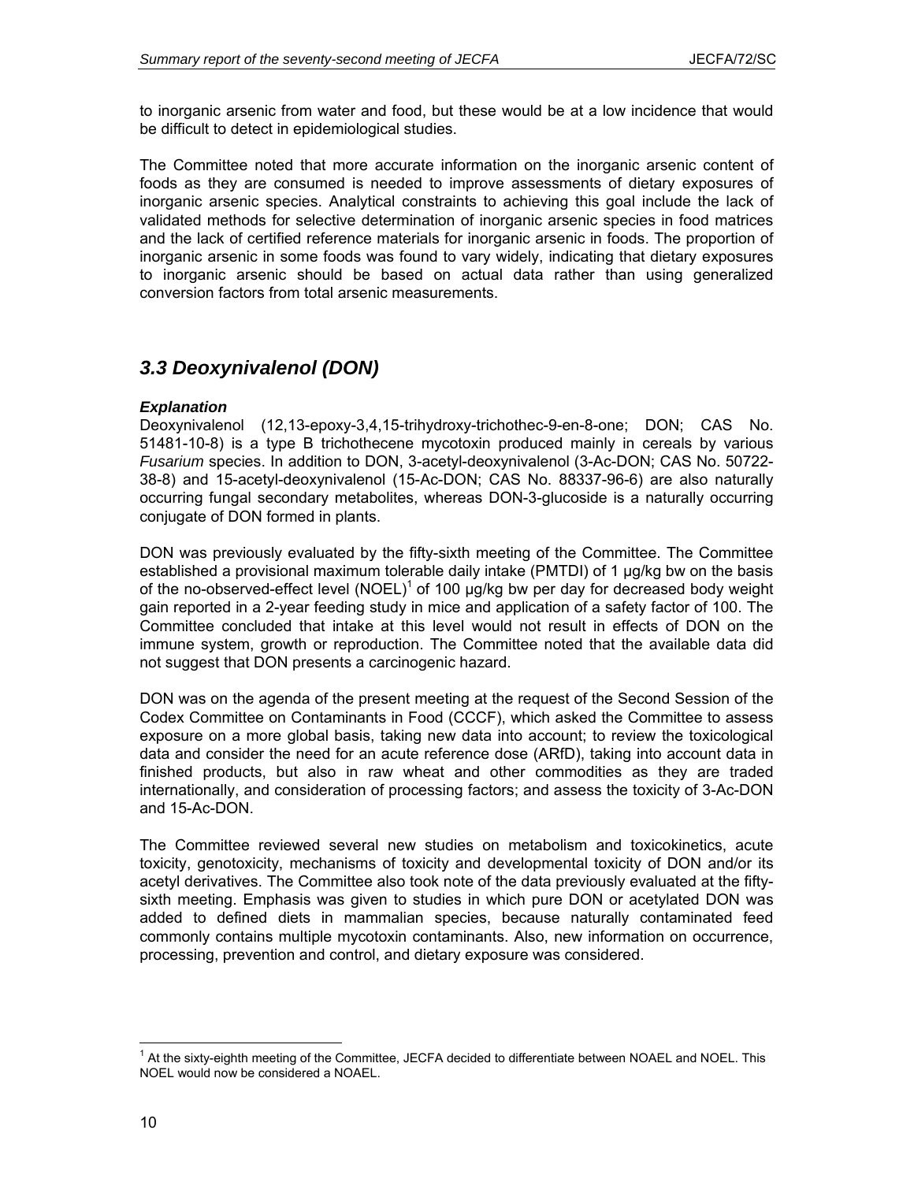to inorganic arsenic from water and food, but these would be at a low incidence that would be difficult to detect in epidemiological studies.

The Committee noted that more accurate information on the inorganic arsenic content of foods as they are consumed is needed to improve assessments of dietary exposures of inorganic arsenic species. Analytical constraints to achieving this goal include the lack of validated methods for selective determination of inorganic arsenic species in food matrices and the lack of certified reference materials for inorganic arsenic in foods. The proportion of inorganic arsenic in some foods was found to vary widely, indicating that dietary exposures to inorganic arsenic should be based on actual data rather than using generalized conversion factors from total arsenic measurements.

## *3.3 Deoxynivalenol (DON)*

***Explanation***

Deoxynivalenol (12,13-epoxy-3,4,15-trihydroxy-trichothec-9-en-8-one; DON; CAS No. 51481-10-8) is a type B trichothecene mycotoxin produced mainly in cereals by various *Fusarium* species. In addition to DON, 3-acetyl-deoxynivalenol (3-Ac-DON; CAS No. 50722-38-8) and 15-acetyl-deoxynivalenol (15-Ac-DON; CAS No. 88337-96-6) are also naturally occurring fungal secondary metabolites, whereas DON-3-glucoside is a naturally occurring conjugate of DON formed in plants.

DON was previously evaluated by the fifty-sixth meeting of the Committee. The Committee established a provisional maximum tolerable daily intake (PMTDI) of 1 µg/kg bw on the basis of the no-observed-effect level (NOEL)[1] of 100 µg/kg bw per day for decreased body weight gain reported in a 2-year feeding study in mice and application of a safety factor of 100. The Committee concluded that intake at this level would not result in effects of DON on the immune system, growth or reproduction. The Committee noted that the available data did not suggest that DON presents a carcinogenic hazard.

DON was on the agenda of the present meeting at the request of the Second Session of the Codex Committee on Contaminants in Food (CCCF), which asked the Committee to assess exposure on a more global basis, taking new data into account; to review the toxicological data and consider the need for an acute reference dose (ARfD), taking into account data in finished products, but also in raw wheat and other commodities as they are traded internationally, and consideration of processing factors; and assess the toxicity of 3-Ac-DON and 15-Ac-DON.

The Committee reviewed several new studies on metabolism and toxicokinetics, acute toxicity, genotoxicity, mechanisms of toxicity and developmental toxicity of DON and/or its acetyl derivatives. The Committee also took note of the data previously evaluated at the fifty-sixth meeting. Emphasis was given to studies in which pure DON or acetylated DON was added to defined diets in mammalian species, because naturally contaminated feed commonly contains multiple mycotoxin contaminants. Also, new information on occurrence, processing, prevention and control, and dietary exposure was considered.

[1] At the sixty-eighth meeting of the Committee, JECFA decided to differentiate between NOAEL and NOEL. This NOEL would now be considered a NOAEL.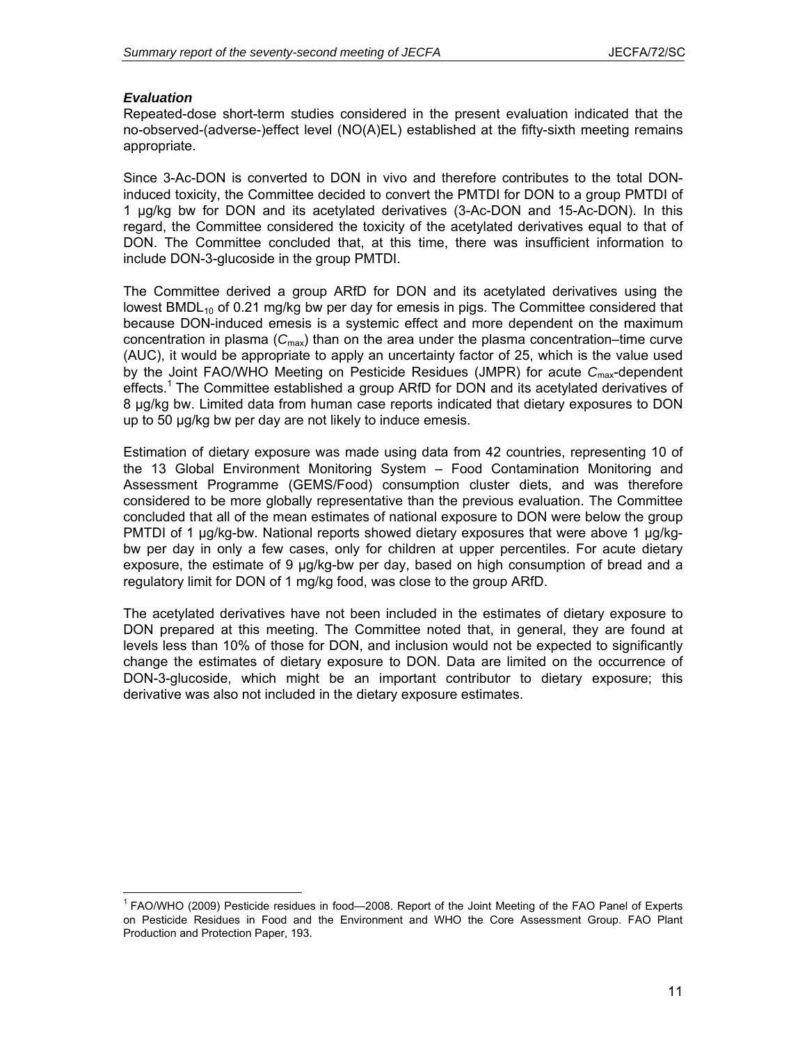### *Evaluation*

Repeated-dose short-term studies considered in the present evaluation indicated that the no-observed-(adverse-)effect level (NO(A)EL) established at the fifty-sixth meeting remains appropriate.

Since 3-Ac-DON is converted to DON in vivo and therefore contributes to the total DON-induced toxicity, the Committee decided to convert the PMTDI for DON to a group PMTDI of 1 µg/kg bw for DON and its acetylated derivatives (3-Ac-DON and 15-Ac-DON). In this regard, the Committee considered the toxicity of the acetylated derivatives equal to that of DON. The Committee concluded that, at this time, there was insufficient information to include DON-3-glucoside in the group PMTDI.

The Committee derived a group ARfD for DON and its acetylated derivatives using the lowest $BMDL_{10}$ of 0.21 mg/kg bw per day for emesis in pigs. The Committee considered that because DON-induced emesis is a systemic effect and more dependent on the maximum concentration in plasma ($C_{max}$) than on the area under the plasma concentration–time curve (AUC), it would be appropriate to apply an uncertainty factor of 25, which is the value used by the Joint FAO/WHO Meeting on Pesticide Residues (JMPR) for acute $C_{max}$-dependent effects.[1] The Committee established a group ARfD for DON and its acetylated derivatives of 8 µg/kg bw. Limited data from human case reports indicated that dietary exposures to DON up to 50 µg/kg bw per day are not likely to induce emesis.

Estimation of dietary exposure was made using data from 42 countries, representing 10 of the 13 Global Environment Monitoring System – Food Contamination Monitoring and Assessment Programme (GEMS/Food) consumption cluster diets, and was therefore considered to be more globally representative than the previous evaluation. The Committee concluded that all of the mean estimates of national exposure to DON were below the group PMTDI of 1 µg/kg-bw. National reports showed dietary exposures that were above 1 µg/kg-bw per day in only a few cases, only for children at upper percentiles. For acute dietary exposure, the estimate of 9 µg/kg-bw per day, based on high consumption of bread and a regulatory limit for DON of 1 mg/kg food, was close to the group ARfD.

The acetylated derivatives have not been included in the estimates of dietary exposure to DON prepared at this meeting. The Committee noted that, in general, they are found at levels less than 10% of those for DON, and inclusion would not be expected to significantly change the estimates of dietary exposure to DON. Data are limited on the occurrence of DON-3-glucoside, which might be an important contributor to dietary exposure; this derivative was also not included in the dietary exposure estimates.

---

[1] FAO/WHO (2009) Pesticide residues in food—2008. Report of the Joint Meeting of the FAO Panel of Experts on Pesticide Residues in Food and the Environment and WHO the Core Assessment Group. FAO Plant Production and Protection Paper, 193.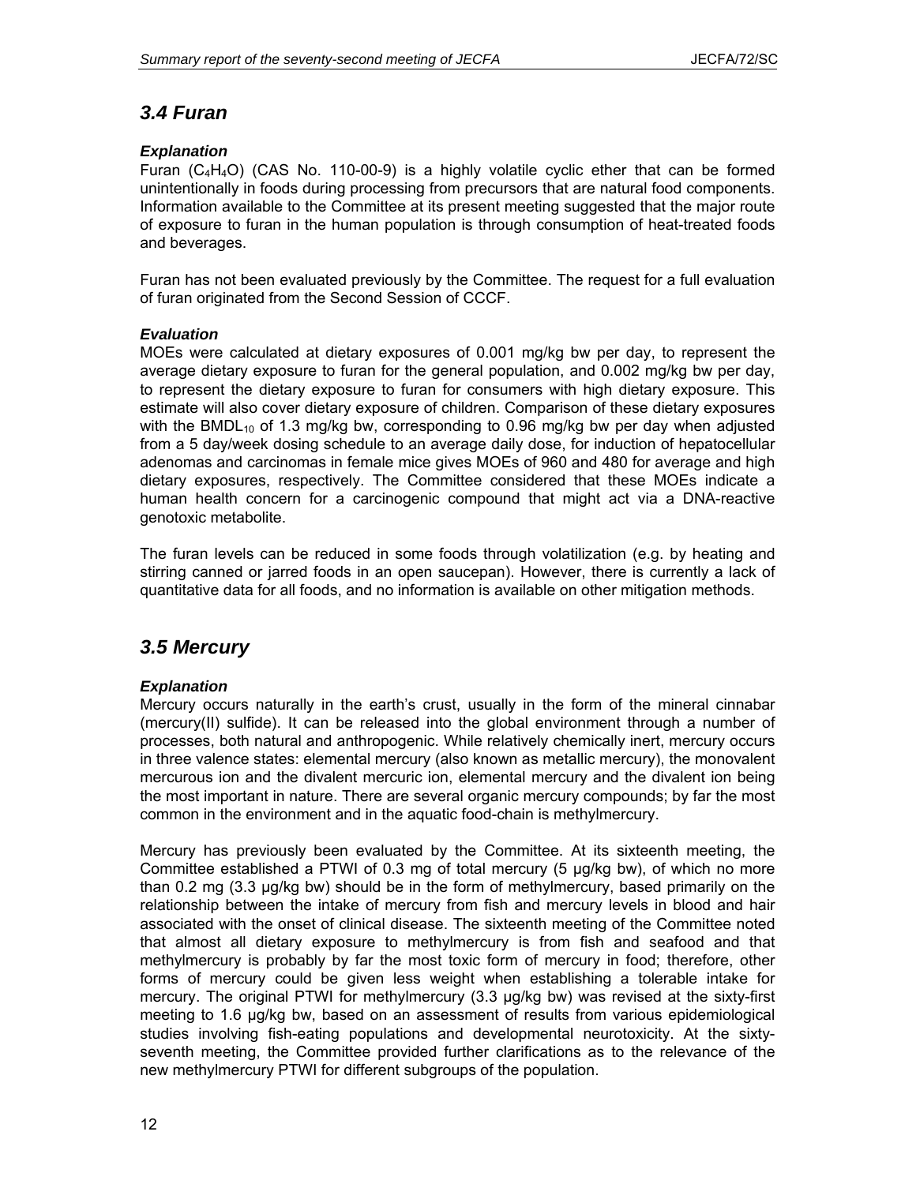## *3.4 Furan*

***Explanation***

Furan ($C_4H_4O$) (CAS No. 110-00-9) is a highly volatile cyclic ether that can be formed unintentionally in foods during processing from precursors that are natural food components. Information available to the Committee at its present meeting suggested that the major route of exposure to furan in the human population is through consumption of heat-treated foods and beverages.

Furan has not been evaluated previously by the Committee. The request for a full evaluation of furan originated from the Second Session of CCCF.

***Evaluation***

MOEs were calculated at dietary exposures of 0.001 mg/kg bw per day, to represent the average dietary exposure to furan for the general population, and 0.002 mg/kg bw per day, to represent the dietary exposure to furan for consumers with high dietary exposure. This estimate will also cover dietary exposure of children. Comparison of these dietary exposures with the $BMDL_{10}$ of 1.3 mg/kg bw, corresponding to 0.96 mg/kg bw per day when adjusted from a 5 day/week dosing schedule to an average daily dose, for induction of hepatocellular adenomas and carcinomas in female mice gives MOEs of 960 and 480 for average and high dietary exposures, respectively. The Committee considered that these MOEs indicate a human health concern for a carcinogenic compound that might act via a DNA-reactive genotoxic metabolite.

The furan levels can be reduced in some foods through volatilization (e.g. by heating and stirring canned or jarred foods in an open saucepan). However, there is currently a lack of quantitative data for all foods, and no information is available on other mitigation methods.

## *3.5 Mercury*

***Explanation***

Mercury occurs naturally in the earth's crust, usually in the form of the mineral cinnabar (mercury(II) sulfide). It can be released into the global environment through a number of processes, both natural and anthropogenic. While relatively chemically inert, mercury occurs in three valence states: elemental mercury (also known as metallic mercury), the monovalent mercurous ion and the divalent mercuric ion, elemental mercury and the divalent ion being the most important in nature. There are several organic mercury compounds; by far the most common in the environment and in the aquatic food-chain is methylmercury.

Mercury has previously been evaluated by the Committee. At its sixteenth meeting, the Committee established a PTWI of 0.3 mg of total mercury (5 µg/kg bw), of which no more than 0.2 mg (3.3 µg/kg bw) should be in the form of methylmercury, based primarily on the relationship between the intake of mercury from fish and mercury levels in blood and hair associated with the onset of clinical disease. The sixteenth meeting of the Committee noted that almost all dietary exposure to methylmercury is from fish and seafood and that methylmercury is probably by far the most toxic form of mercury in food; therefore, other forms of mercury could be given less weight when establishing a tolerable intake for mercury. The original PTWI for methylmercury (3.3 µg/kg bw) was revised at the sixty-first meeting to 1.6 µg/kg bw, based on an assessment of results from various epidemiological studies involving fish-eating populations and developmental neurotoxicity. At the sixty-seventh meeting, the Committee provided further clarifications as to the relevance of the new methylmercury PTWI for different subgroups of the population.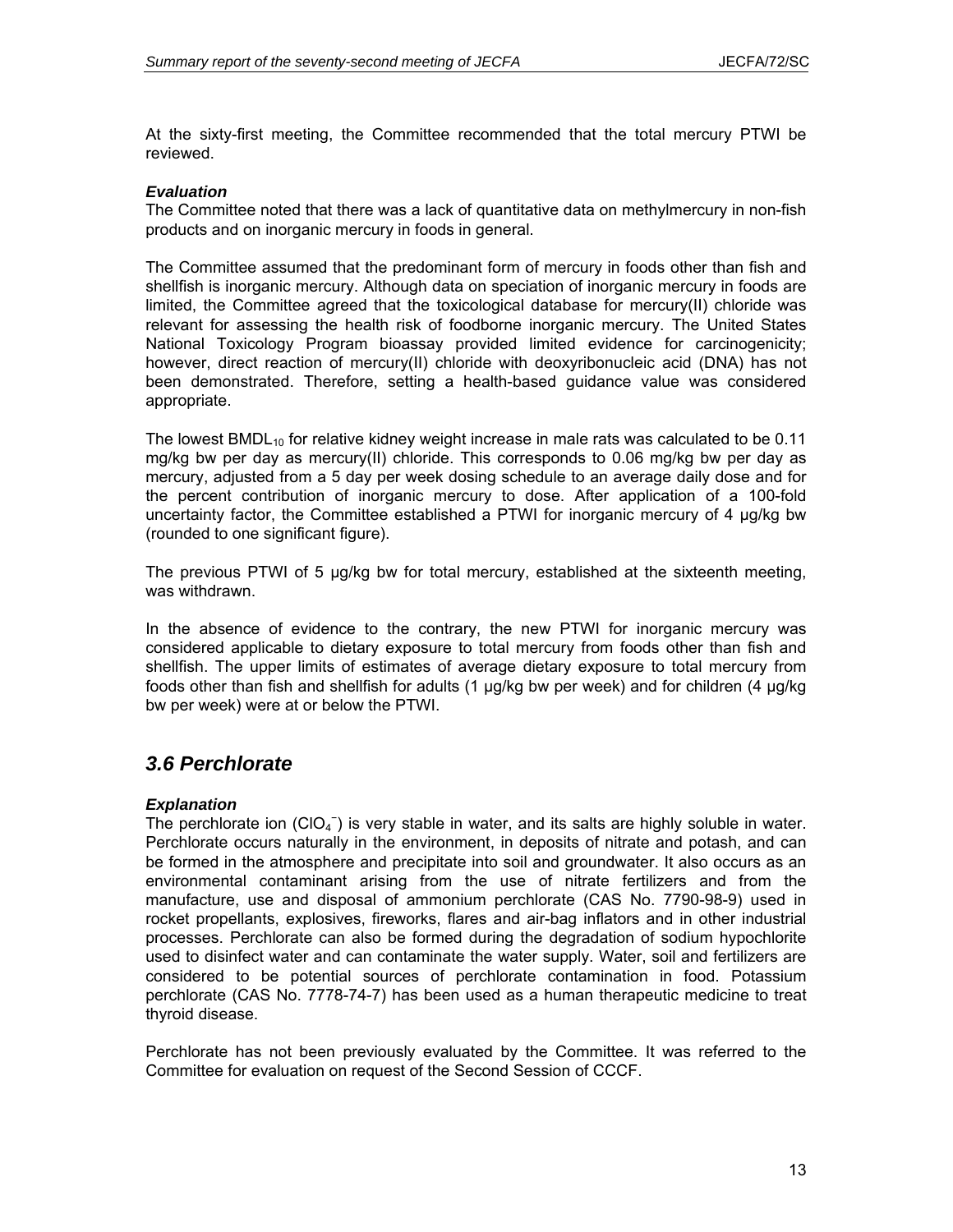At the sixty-first meeting, the Committee recommended that the total mercury PTWI be reviewed.

### *Evaluation*

The Committee noted that there was a lack of quantitative data on methylmercury in non-fish products and on inorganic mercury in foods in general.

The Committee assumed that the predominant form of mercury in foods other than fish and shellfish is inorganic mercury. Although data on speciation of inorganic mercury in foods are limited, the Committee agreed that the toxicological database for mercury(II) chloride was relevant for assessing the health risk of foodborne inorganic mercury. The United States National Toxicology Program bioassay provided limited evidence for carcinogenicity; however, direct reaction of mercury(II) chloride with deoxyribonucleic acid (DNA) has not been demonstrated. Therefore, setting a health-based guidance value was considered appropriate.

The lowest $BMDL_{10}$ for relative kidney weight increase in male rats was calculated to be 0.11 mg/kg bw per day as mercury(II) chloride. This corresponds to 0.06 mg/kg bw per day as mercury, adjusted from a 5 day per week dosing schedule to an average daily dose and for the percent contribution of inorganic mercury to dose. After application of a 100-fold uncertainty factor, the Committee established a PTWI for inorganic mercury of 4 µg/kg bw (rounded to one significant figure).

The previous PTWI of 5 µg/kg bw for total mercury, established at the sixteenth meeting, was withdrawn.

In the absence of evidence to the contrary, the new PTWI for inorganic mercury was considered applicable to dietary exposure to total mercury from foods other than fish and shellfish. The upper limits of estimates of average dietary exposure to total mercury from foods other than fish and shellfish for adults (1 µg/kg bw per week) and for children (4 µg/kg bw per week) were at or below the PTWI.

## *3.6 Perchlorate*

### *Explanation*

The perchlorate ion ($ClO_4^-$) is very stable in water, and its salts are highly soluble in water. Perchlorate occurs naturally in the environment, in deposits of nitrate and potash, and can be formed in the atmosphere and precipitate into soil and groundwater. It also occurs as an environmental contaminant arising from the use of nitrate fertilizers and from the manufacture, use and disposal of ammonium perchlorate (CAS No. 7790-98-9) used in rocket propellants, explosives, fireworks, flares and air-bag inflators and in other industrial processes. Perchlorate can also be formed during the degradation of sodium hypochlorite used to disinfect water and can contaminate the water supply. Water, soil and fertilizers are considered to be potential sources of perchlorate contamination in food. Potassium perchlorate (CAS No. 7778-74-7) has been used as a human therapeutic medicine to treat thyroid disease.

Perchlorate has not been previously evaluated by the Committee. It was referred to the Committee for evaluation on request of the Second Session of CCCF.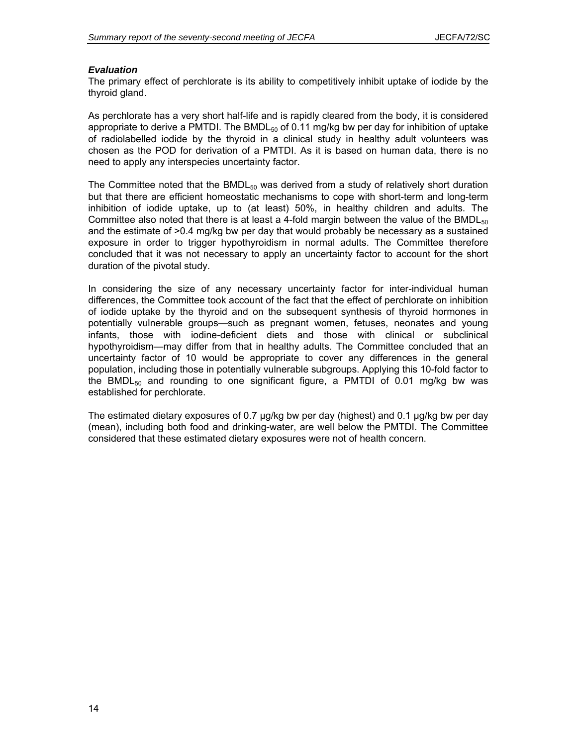***Evaluation***

The primary effect of perchlorate is its ability to competitively inhibit uptake of iodide by the thyroid gland.

As perchlorate has a very short half-life and is rapidly cleared from the body, it is considered appropriate to derive a PMTDI. The $BMDL_{50}$ of 0.11 mg/kg bw per day for inhibition of uptake of radiolabelled iodide by the thyroid in a clinical study in healthy adult volunteers was chosen as the POD for derivation of a PMTDI. As it is based on human data, there is no need to apply any interspecies uncertainty factor.

The Committee noted that the $BMDL_{50}$ was derived from a study of relatively short duration but that there are efficient homeostatic mechanisms to cope with short-term and long-term inhibition of iodide uptake, up to (at least) 50%, in healthy children and adults. The Committee also noted that there is at least a 4-fold margin between the value of the $BMDL_{50}$ and the estimate of >0.4 mg/kg bw per day that would probably be necessary as a sustained exposure in order to trigger hypothyroidism in normal adults. The Committee therefore concluded that it was not necessary to apply an uncertainty factor to account for the short duration of the pivotal study.

In considering the size of any necessary uncertainty factor for inter-individual human differences, the Committee took account of the fact that the effect of perchlorate on inhibition of iodide uptake by the thyroid and on the subsequent synthesis of thyroid hormones in potentially vulnerable groups—such as pregnant women, fetuses, neonates and young infants, those with iodine-deficient diets and those with clinical or subclinical hypothyroidism—may differ from that in healthy adults. The Committee concluded that an uncertainty factor of 10 would be appropriate to cover any differences in the general population, including those in potentially vulnerable subgroups. Applying this 10-fold factor to the $BMDL_{50}$ and rounding to one significant figure, a PMTDI of 0.01 mg/kg bw was established for perchlorate.

The estimated dietary exposures of 0.7 µg/kg bw per day (highest) and 0.1 µg/kg bw per day (mean), including both food and drinking-water, are well below the PMTDI. The Committee considered that these estimated dietary exposures were not of health concern.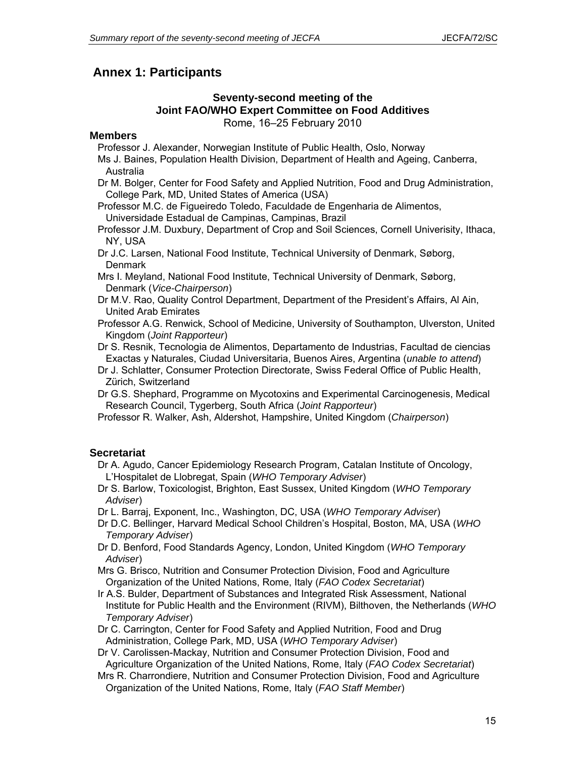# Annex 1: Participants

### Seventy-second meeting of the Joint FAO/WHO Expert Committee on Food Additives

Rome, 16–25 February 2010

**Members**

Professor J. Alexander, Norwegian Institute of Public Health, Oslo, Norway

Ms J. Baines, Population Health Division, Department of Health and Ageing, Canberra, Australia

Dr M. Bolger, Center for Food Safety and Applied Nutrition, Food and Drug Administration, College Park, MD, United States of America (USA)

Professor M.C. de Figueiredo Toledo, Faculdade de Engenharia de Alimentos, Universidade Estadual de Campinas, Campinas, Brazil

Professor J.M. Duxbury, Department of Crop and Soil Sciences, Cornell Univerisity, Ithaca, NY, USA

Dr J.C. Larsen, National Food Institute, Technical University of Denmark, Søborg, Denmark

Mrs I. Meyland, National Food Institute, Technical University of Denmark, Søborg, Denmark (*Vice-Chairperson*)

Dr M.V. Rao, Quality Control Department, Department of the President's Affairs, Al Ain, United Arab Emirates

Professor A.G. Renwick, School of Medicine, University of Southampton, Ulverston, United Kingdom (*Joint Rapporteur*)

Dr S. Resnik, Tecnologia de Alimentos, Departamento de Industrias, Facultad de ciencias Exactas y Naturales, Ciudad Universitaria, Buenos Aires, Argentina (*unable to attend*)

Dr J. Schlatter, Consumer Protection Directorate, Swiss Federal Office of Public Health, Zürich, Switzerland

Dr G.S. Shephard, Programme on Mycotoxins and Experimental Carcinogenesis, Medical Research Council, Tygerberg, South Africa (*Joint Rapporteur*)

Professor R. Walker, Ash, Aldershot, Hampshire, United Kingdom (*Chairperson*)

**Secretariat**

Dr A. Agudo, Cancer Epidemiology Research Program, Catalan Institute of Oncology, L'Hospitalet de Llobregat, Spain (*WHO Temporary Adviser*)

Dr S. Barlow, Toxicologist, Brighton, East Sussex, United Kingdom (*WHO Temporary Adviser*)

Dr L. Barraj, Exponent, Inc., Washington, DC, USA (*WHO Temporary Adviser*)

Dr D.C. Bellinger, Harvard Medical School Children's Hospital, Boston, MA, USA (*WHO Temporary Adviser*)

Dr D. Benford, Food Standards Agency, London, United Kingdom (*WHO Temporary Adviser*)

Mrs G. Brisco, Nutrition and Consumer Protection Division, Food and Agriculture Organization of the United Nations, Rome, Italy (*FAO Codex Secretariat*)

Ir A.S. Bulder, Department of Substances and Integrated Risk Assessment, National Institute for Public Health and the Environment (RIVM), Bilthoven, the Netherlands (*WHO Temporary Adviser*)

Dr C. Carrington, Center for Food Safety and Applied Nutrition, Food and Drug Administration, College Park, MD, USA (*WHO Temporary Adviser*)

Dr V. Carolissen-Mackay, Nutrition and Consumer Protection Division, Food and Agriculture Organization of the United Nations, Rome, Italy (*FAO Codex Secretariat*)

Mrs R. Charrondiere, Nutrition and Consumer Protection Division, Food and Agriculture Organization of the United Nations, Rome, Italy (*FAO Staff Member*)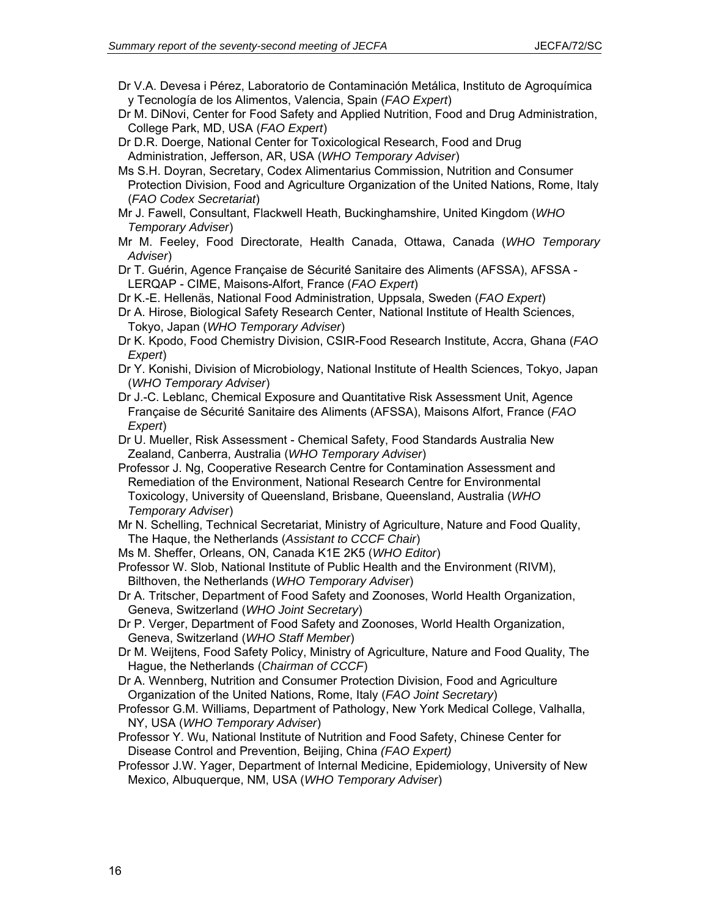Dr V.A. Devesa i Pérez, Laboratorio de Contaminación Metálica, Instituto de Agroquímica y Tecnología de los Alimentos, Valencia, Spain (*FAO Expert*)

Dr M. DiNovi, Center for Food Safety and Applied Nutrition, Food and Drug Administration, College Park, MD, USA (*FAO Expert*)

Dr D.R. Doerge, National Center for Toxicological Research, Food and Drug Administration, Jefferson, AR, USA (*WHO Temporary Adviser*)

Ms S.H. Doyran, Secretary, Codex Alimentarius Commission, Nutrition and Consumer Protection Division, Food and Agriculture Organization of the United Nations, Rome, Italy (*FAO Codex Secretariat*)

Mr J. Fawell, Consultant, Flackwell Heath, Buckinghamshire, United Kingdom (*WHO Temporary Adviser*)

Mr M. Feeley, Food Directorate, Health Canada, Ottawa, Canada (*WHO Temporary Adviser*)

Dr T. Guérin, Agence Française de Sécurité Sanitaire des Aliments (AFSSA), AFSSA - LERQAP - CIME, Maisons-Alfort, France (*FAO Expert*)

Dr K.-E. Hellenäs, National Food Administration, Uppsala, Sweden (*FAO Expert*)

Dr A. Hirose, Biological Safety Research Center, National Institute of Health Sciences, Tokyo, Japan (*WHO Temporary Adviser*)

Dr K. Kpodo, Food Chemistry Division, CSIR-Food Research Institute, Accra, Ghana (*FAO Expert*)

Dr Y. Konishi, Division of Microbiology, National Institute of Health Sciences, Tokyo, Japan (*WHO Temporary Adviser*)

Dr J.-C. Leblanc, Chemical Exposure and Quantitative Risk Assessment Unit, Agence Française de Sécurité Sanitaire des Aliments (AFSSA), Maisons Alfort, France (*FAO Expert*)

Dr U. Mueller, Risk Assessment - Chemical Safety, Food Standards Australia New Zealand, Canberra, Australia (*WHO Temporary Adviser*)

Professor J. Ng, Cooperative Research Centre for Contamination Assessment and Remediation of the Environment, National Research Centre for Environmental Toxicology, University of Queensland, Brisbane, Queensland, Australia (*WHO Temporary Adviser*)

Mr N. Schelling, Technical Secretariat, Ministry of Agriculture, Nature and Food Quality, The Haque, the Netherlands (*Assistant to CCCF Chair*)

Ms M. Sheffer, Orleans, ON, Canada K1E 2K5 (*WHO Editor*)

Professor W. Slob, National Institute of Public Health and the Environment (RIVM), Bilthoven, the Netherlands (*WHO Temporary Adviser*)

Dr A. Tritscher, Department of Food Safety and Zoonoses, World Health Organization, Geneva, Switzerland (*WHO Joint Secretary*)

Dr P. Verger, Department of Food Safety and Zoonoses, World Health Organization, Geneva, Switzerland (*WHO Staff Member*)

Dr M. Weijtens, Food Safety Policy, Ministry of Agriculture, Nature and Food Quality, The Hague, the Netherlands (*Chairman of CCCF*)

Dr A. Wennberg, Nutrition and Consumer Protection Division, Food and Agriculture Organization of the United Nations, Rome, Italy (*FAO Joint Secretary*)

Professor G.M. Williams, Department of Pathology, New York Medical College, Valhalla, NY, USA (*WHO Temporary Adviser*)

Professor Y. Wu, National Institute of Nutrition and Food Safety, Chinese Center for Disease Control and Prevention, Beijing, China *(FAO Expert)*

Professor J.W. Yager, Department of Internal Medicine, Epidemiology, University of New Mexico, Albuquerque, NM, USA (*WHO Temporary Adviser*)